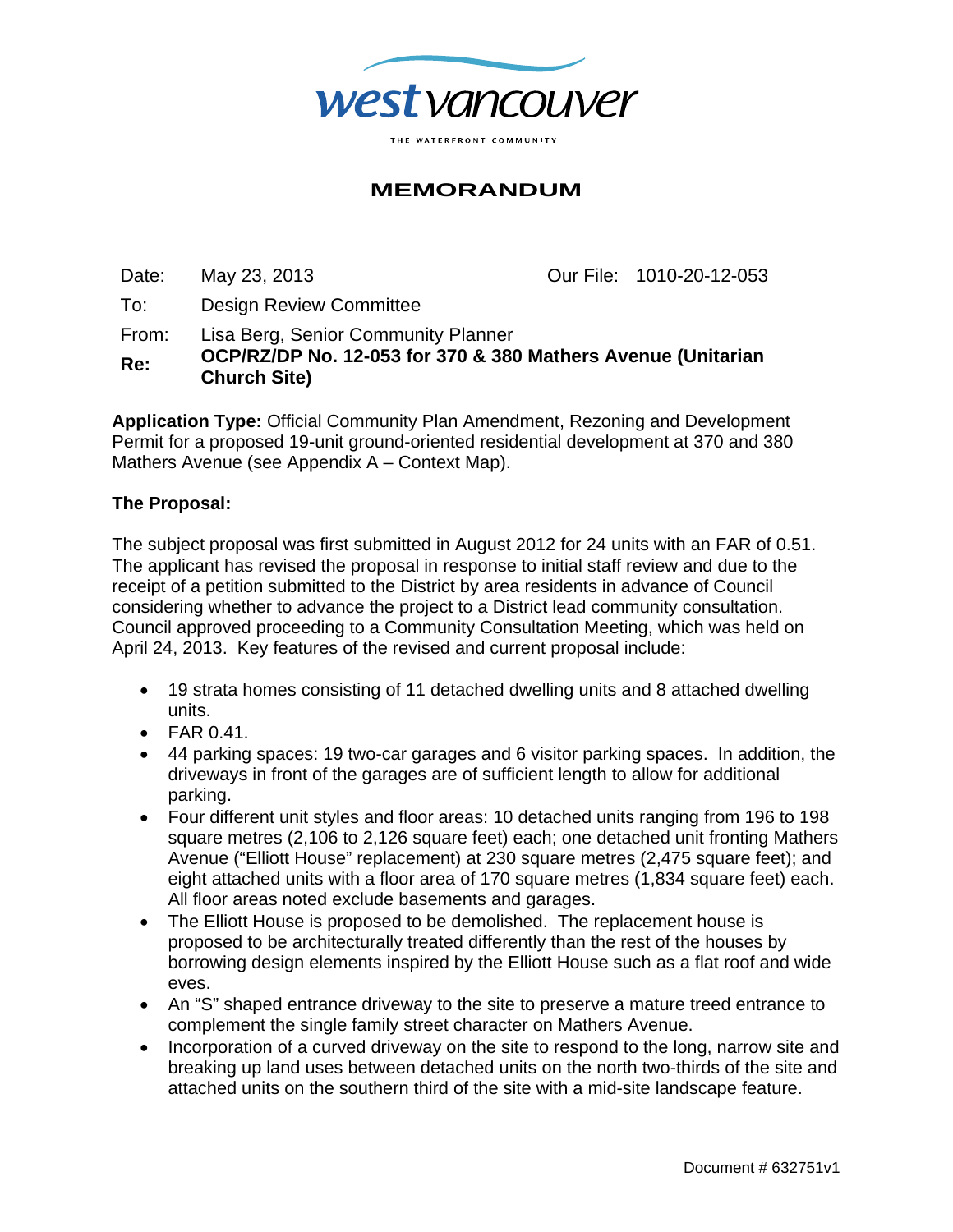west vancouver

THE WATERFRONT COMMUNITY

# MEMORANDUM

Date: May 23, 2013 Our File: 1010-20-12-053

To: Design Review Committee

From: Lisa Berg, Senior Community Planner

**Re: OCP/RZ/DP No. 12-053 for 370 & 380 Mathers Avenue (Unitarian Church Site)**

---

**Application Type:** Official Community Plan Amendment, Rezoning and Development Permit for a proposed 19-unit ground-oriented residential development at 370 and 380 Mathers Avenue (see Appendix A – Context Map).

**The Proposal:**

The subject proposal was first submitted in August 2012 for 24 units with an FAR of 0.51. The applicant has revised the proposal in response to initial staff review and due to the receipt of a petition submitted to the District by area residents in advance of Council considering whether to advance the project to a District lead community consultation. Council approved proceeding to a Community Consultation Meeting, which was held on April 24, 2013. Key features of the revised and current proposal include:

- 19 strata homes consisting of 11 detached dwelling units and 8 attached dwelling units.
- FAR 0.41.
- 44 parking spaces: 19 two-car garages and 6 visitor parking spaces. In addition, the driveways in front of the garages are of sufficient length to allow for additional parking.
- Four different unit styles and floor areas: 10 detached units ranging from 196 to 198 square metres (2,106 to 2,126 square feet) each; one detached unit fronting Mathers Avenue ("Elliott House" replacement) at 230 square metres (2,475 square feet); and eight attached units with a floor area of 170 square metres (1,834 square feet) each. All floor areas noted exclude basements and garages.
- The Elliott House is proposed to be demolished. The replacement house is proposed to be architecturally treated differently than the rest of the houses by borrowing design elements inspired by the Elliott House such as a flat roof and wide eves.
- An "S" shaped entrance driveway to the site to preserve a mature treed entrance to complement the single family street character on Mathers Avenue.
- Incorporation of a curved driveway on the site to respond to the long, narrow site and breaking up land uses between detached units on the north two-thirds of the site and attached units on the southern third of the site with a mid-site landscape feature.

Document # 632751v1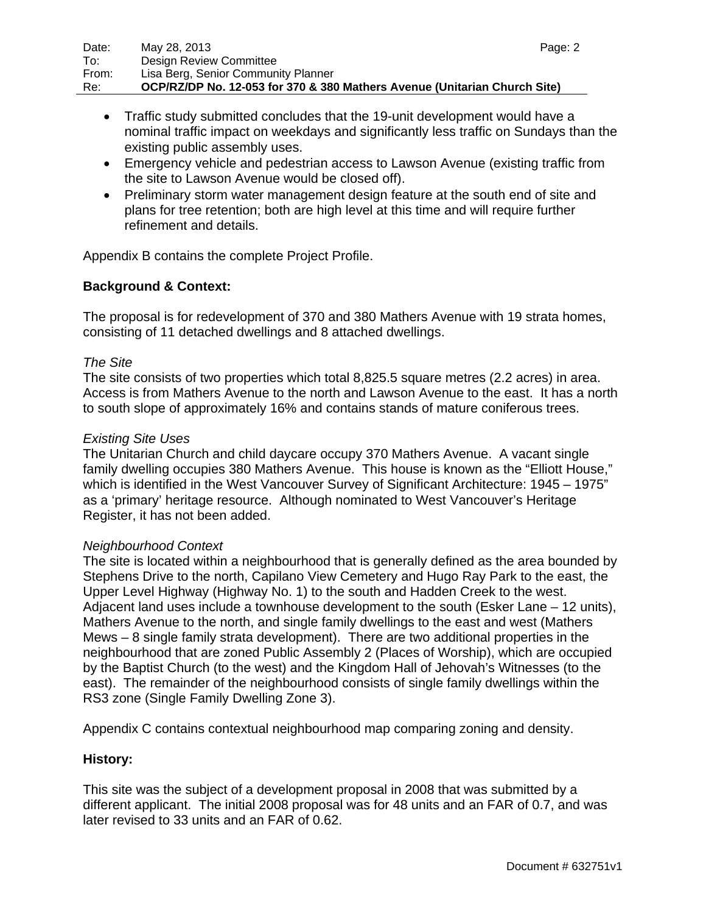- Traffic study submitted concludes that the 19-unit development would have a nominal traffic impact on weekdays and significantly less traffic on Sundays than the existing public assembly uses.
- Emergency vehicle and pedestrian access to Lawson Avenue (existing traffic from the site to Lawson Avenue would be closed off).
- Preliminary storm water management design feature at the south end of site and plans for tree retention; both are high level at this time and will require further refinement and details.

Appendix B contains the complete Project Profile.

**Background & Context:**

The proposal is for redevelopment of 370 and 380 Mathers Avenue with 19 strata homes, consisting of 11 detached dwellings and 8 attached dwellings.

*The Site*
The site consists of two properties which total 8,825.5 square metres (2.2 acres) in area. Access is from Mathers Avenue to the north and Lawson Avenue to the east. It has a north to south slope of approximately 16% and contains stands of mature coniferous trees.

*Existing Site Uses*
The Unitarian Church and child daycare occupy 370 Mathers Avenue. A vacant single family dwelling occupies 380 Mathers Avenue. This house is known as the "Elliott House," which is identified in the West Vancouver Survey of Significant Architecture: 1945 – 1975" as a 'primary' heritage resource. Although nominated to West Vancouver's Heritage Register, it has not been added.

*Neighbourhood Context*
The site is located within a neighbourhood that is generally defined as the area bounded by Stephens Drive to the north, Capilano View Cemetery and Hugo Ray Park to the east, the Upper Level Highway (Highway No. 1) to the south and Hadden Creek to the west. Adjacent land uses include a townhouse development to the south (Esker Lane – 12 units), Mathers Avenue to the north, and single family dwellings to the east and west (Mathers Mews – 8 single family strata development). There are two additional properties in the neighbourhood that are zoned Public Assembly 2 (Places of Worship), which are occupied by the Baptist Church (to the west) and the Kingdom Hall of Jehovah's Witnesses (to the east). The remainder of the neighbourhood consists of single family dwellings within the RS3 zone (Single Family Dwelling Zone 3).

Appendix C contains contextual neighbourhood map comparing zoning and density.

**History:**

This site was the subject of a development proposal in 2008 that was submitted by a different applicant. The initial 2008 proposal was for 48 units and an FAR of 0.7, and was later revised to 33 units and an FAR of 0.62.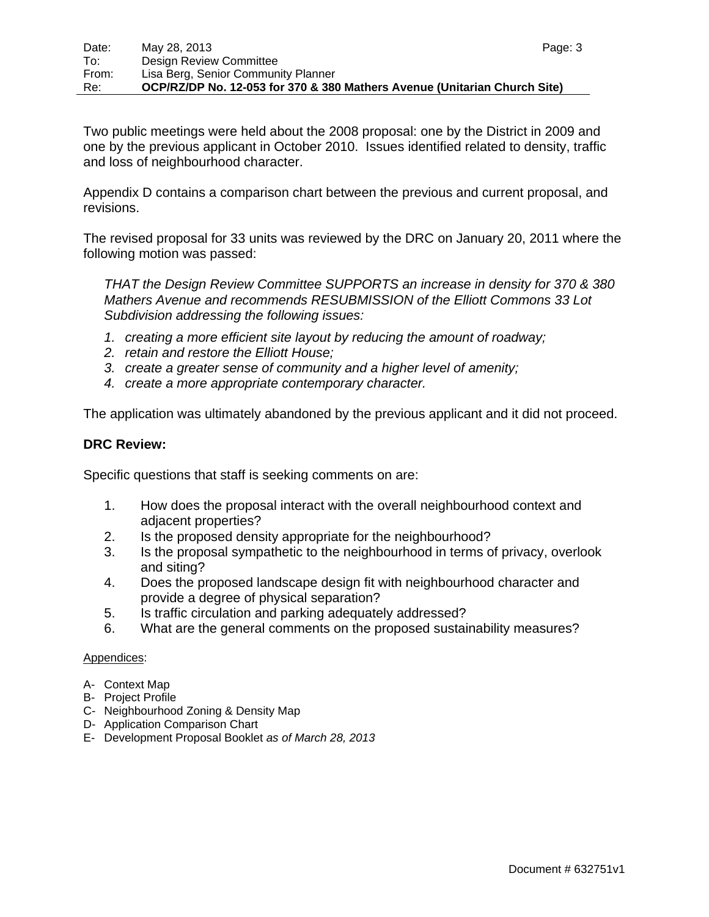Two public meetings were held about the 2008 proposal: one by the District in 2009 and one by the previous applicant in October 2010. Issues identified related to density, traffic and loss of neighbourhood character.

Appendix D contains a comparison chart between the previous and current proposal, and revisions.

The revised proposal for 33 units was reviewed by the DRC on January 20, 2011 where the following motion was passed:

> *THAT the Design Review Committee SUPPORTS an increase in density for 370 & 380 Mathers Avenue and recommends RESUBMISSION of the Elliott Commons 33 Lot Subdivision addressing the following issues:*
>
> 1. *creating a more efficient site layout by reducing the amount of roadway;*
> 2. *retain and restore the Elliott House;*
> 3. *create a greater sense of community and a higher level of amenity;*
> 4. *create a more appropriate contemporary character.*

The application was ultimately abandoned by the previous applicant and it did not proceed.

**DRC Review:**

Specific questions that staff is seeking comments on are:

1. How does the proposal interact with the overall neighbourhood context and adjacent properties?
2. Is the proposed density appropriate for the neighbourhood?
3. Is the proposal sympathetic to the neighbourhood in terms of privacy, overlook and siting?
4. Does the proposed landscape design fit with neighbourhood character and provide a degree of physical separation?
5. Is traffic circulation and parking adequately addressed?
6. What are the general comments on the proposed sustainability measures?

Appendices:

A- Context Map
B- Project Profile
C- Neighbourhood Zoning & Density Map
D- Application Comparison Chart
E- Development Proposal Booklet *as of March 28, 2013*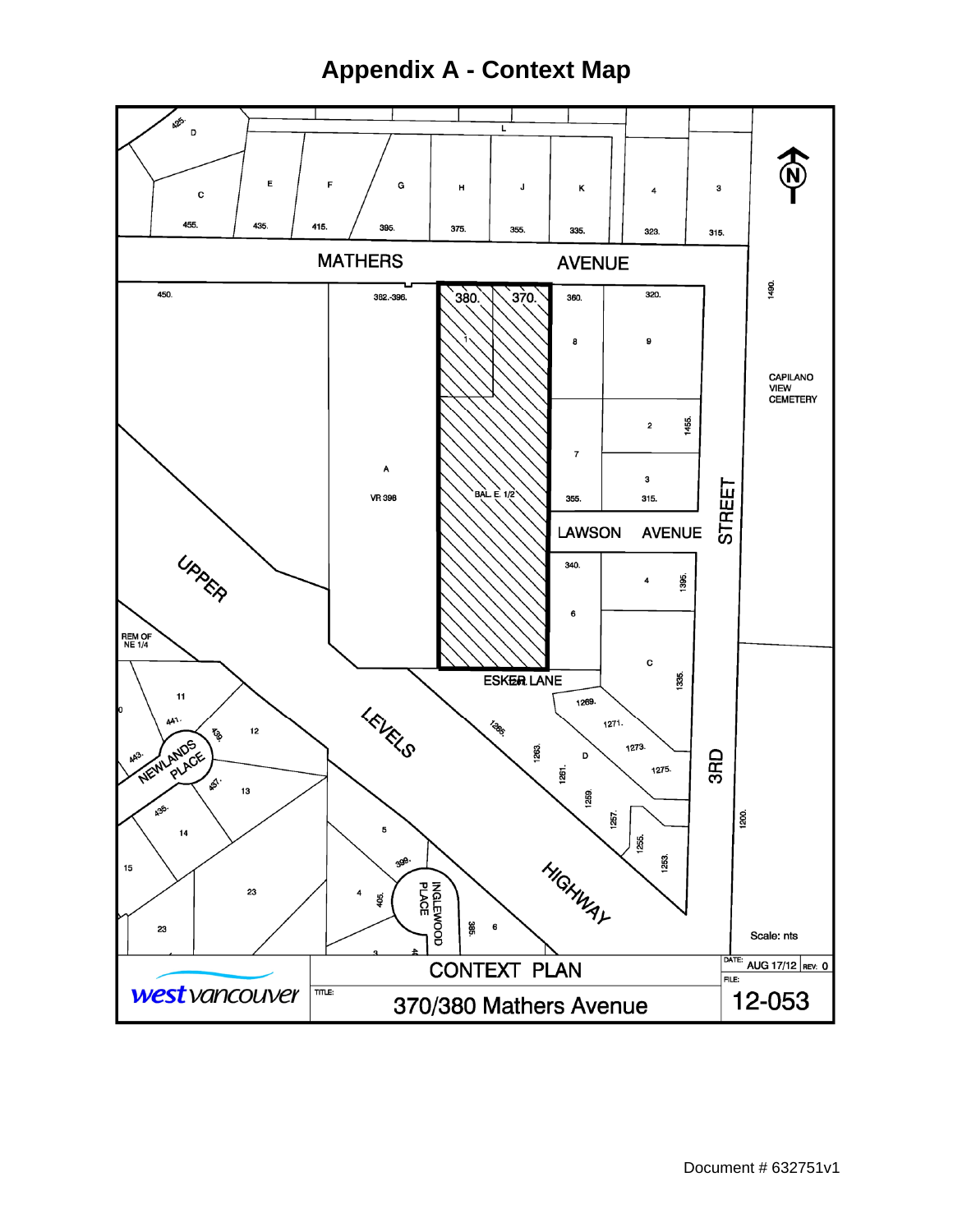# Appendix A - Context Map

MATHERS AVENUE

LAWSON AVENUE

3RD STREET

UPPER LEVELS HIGHWAY

ESKER LANE

NEWLANDS PLACE

INGLEWOOD PLACE

CAPILANO VIEW CEMETERY

380. 370.

BAL. E. 1/2

Scale: nts

west vancouver

CONTEXT PLAN

TITLE: 370/380 Mathers Avenue

DATE: AUG 17/12 REV: 0

FILE: 12-053

Document # 632751v1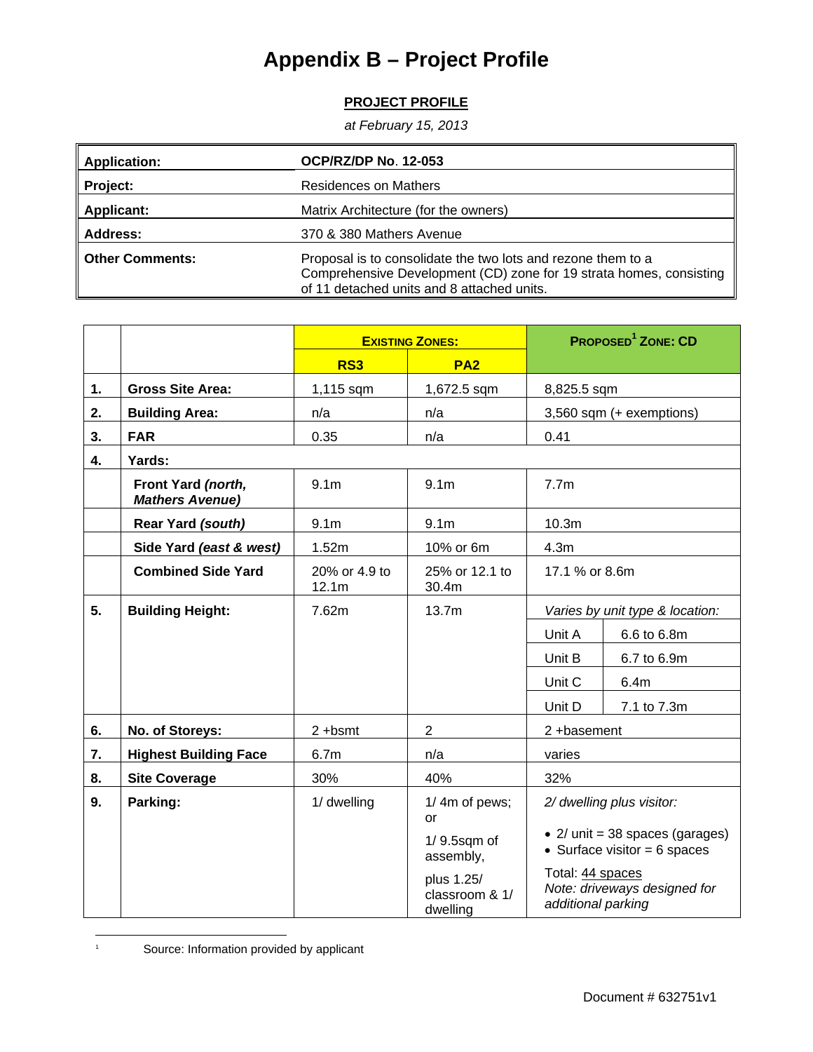# Appendix B – Project Profile

**PROJECT PROFILE**

*at February 15, 2013*

| | |
|---|---|
| **Application:** | **OCP/RZ/DP No. 12-053** |
| **Project:** | Residences on Mathers |
| **Applicant:** | Matrix Architecture (for the owners) |
| **Address:** | 370 & 380 Mathers Avenue |
| **Other Comments:** | Proposal is to consolidate the two lots and rezone them to a Comprehensive Development (CD) zone for 19 strata homes, consisting of 11 detached units and 8 attached units. |

| | | **EXISTING ZONES:** | | **PROPOSED[1] ZONE: CD** | |
|---|---|---|---|---|---|
| | | **RS3** | **PA2** | | |
| **1.** | **Gross Site Area:** | 1,115 sqm | 1,672.5 sqm | 8,825.5 sqm | |
| **2.** | **Building Area:** | n/a | n/a | 3,560 sqm (+ exemptions) | |
| **3.** | **FAR** | 0.35 | n/a | 0.41 | |
| **4.** | **Yards:** | | | | |
| | **Front Yard *(north, Mathers Avenue)*** | 9.1m | 9.1m | 7.7m | |
| | **Rear Yard *(south)*** | 9.1m | 9.1m | 10.3m | |
| | **Side Yard *(east & west)*** | 1.52m | 10% or 6m | 4.3m | |
| | **Combined Side Yard** | 20% or 4.9 to 12.1m | 25% or 12.1 to 30.4m | 17.1 % or 8.6m | |
| **5.** | **Building Height:** | 7.62m | 13.7m | *Varies by unit type & location:* | |
| | | | | Unit A | 6.6 to 6.8m |
| | | | | Unit B | 6.7 to 6.9m |
| | | | | Unit C | 6.4m |
| | | | | Unit D | 7.1 to 7.3m |
| **6.** | **No. of Storeys:** | 2 +bsmt | 2 | 2 +basement | |
| **7.** | **Highest Building Face** | 6.7m | n/a | varies | |
| **8.** | **Site Coverage** | 30% | 40% | 32% | |
| **9.** | **Parking:** | 1/ dwelling | 1/ 4m of pews; or<br>1/ 9.5sqm of assembly,<br>plus 1.25/ classroom & 1/ dwelling | *2/ dwelling plus visitor:*<br>• 2/ unit = 38 spaces (garages)<br>• Surface visitor = 6 spaces<br>Total: 44 spaces<br>*Note: driveways designed for additional parking* | |

[1] Source: Information provided by applicant

Document # 632751v1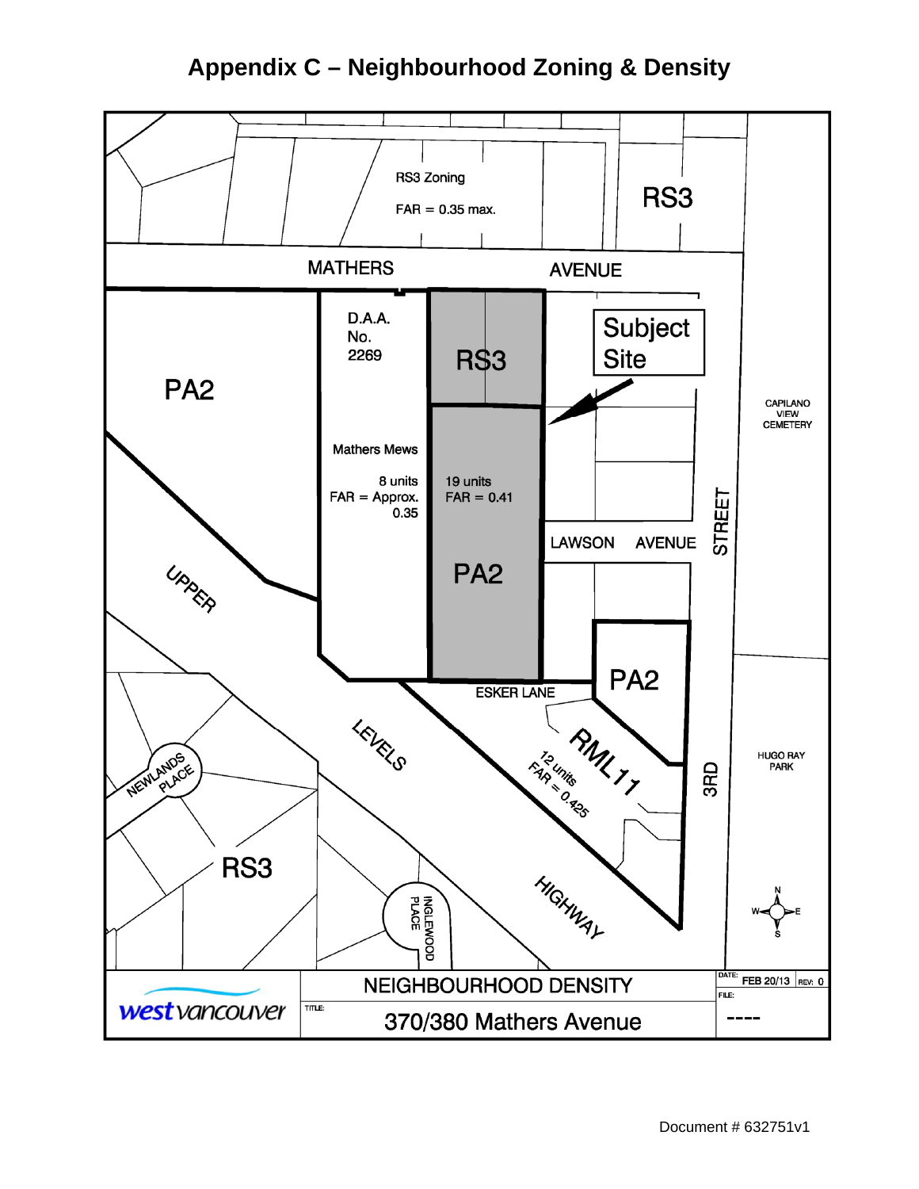# Appendix C – Neighbourhood Zoning & Density

RS3 Zoning

FAR = 0.35 max.

RS3

MATHERS AVENUE

D.A.A. No. 2269

RS3

Subject Site

PA2

CAPILANO VIEW CEMETERY

Mathers Mews

8 units
FAR = Approx. 0.35

19 units
FAR = 0.41

LAWSON AVENUE

3RD STREET

PA2

UPPER LEVELS HIGHWAY

PA2

ESKER LANE

RML 11

12 units
FAR = 0.425

HUGO RAY PARK

NEWLANDS PLACE

RS3

INGLEWOOD PLACE

west vancouver

NEIGHBOURHOOD DENSITY

TITLE: 370/380 Mathers Avenue

DATE: FEB 20/13 REV: 0

FILE: ----

Document # 632751v1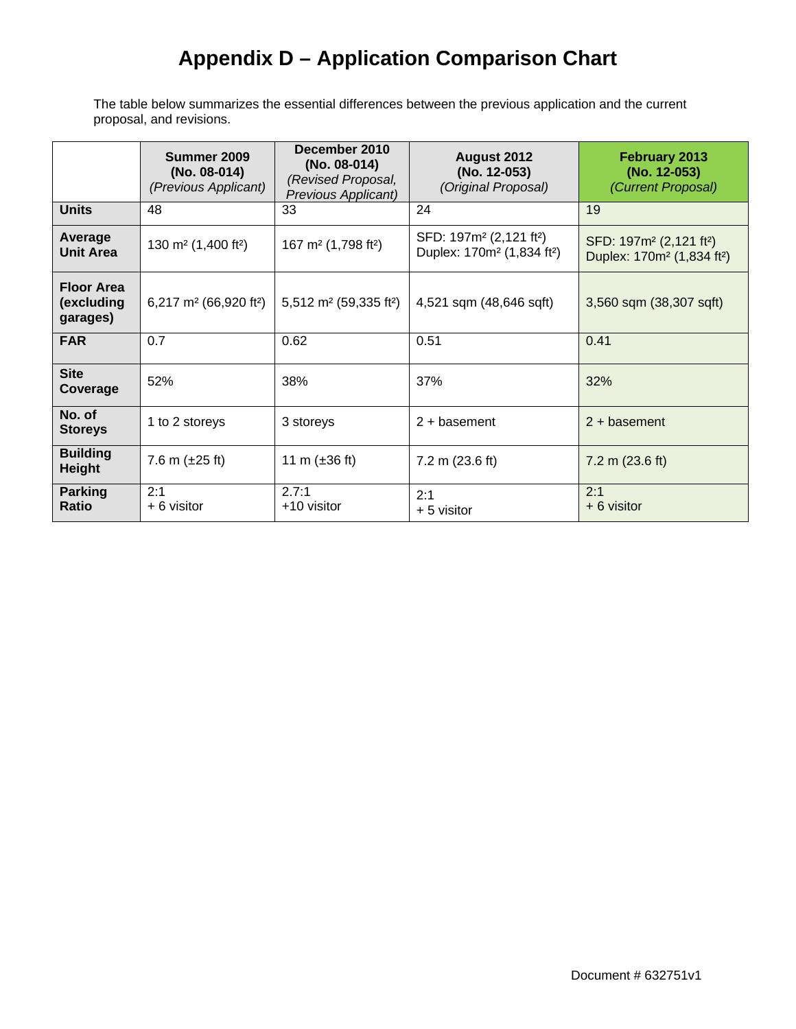# Appendix D – Application Comparison Chart

The table below summarizes the essential differences between the previous application and the current proposal, and revisions.

| | **Summer 2009 (No. 08-014)** *(Previous Applicant)* | **December 2010 (No. 08-014)** *(Revised Proposal, Previous Applicant)* | **August 2012 (No. 12-053)** *(Original Proposal)* | **February 2013 (No. 12-053)** *(Current Proposal)* |
|---|---|---|---|---|
| **Units** | 48 | 33 | 24 | 19 |
| **Average Unit Area** | 130 m² (1,400 ft²) | 167 m² (1,798 ft²) | SFD: 197m² (2,121 ft²) Duplex: 170m² (1,834 ft²) | SFD: 197m² (2,121 ft²) Duplex: 170m² (1,834 ft²) |
| **Floor Area (excluding garages)** | 6,217 m² (66,920 ft²) | 5,512 m² (59,335 ft²) | 4,521 sqm (48,646 sqft) | 3,560 sqm (38,307 sqft) |
| **FAR** | 0.7 | 0.62 | 0.51 | 0.41 |
| **Site Coverage** | 52% | 38% | 37% | 32% |
| **No. of Storeys** | 1 to 2 storeys | 3 storeys | 2 + basement | 2 + basement |
| **Building Height** | 7.6 m (±25 ft) | 11 m (±36 ft) | 7.2 m (23.6 ft) | 7.2 m (23.6 ft) |
| **Parking Ratio** | 2:1 + 6 visitor | 2.7:1 +10 visitor | 2:1 + 5 visitor | 2:1 + 6 visitor |

Document # 632751v1